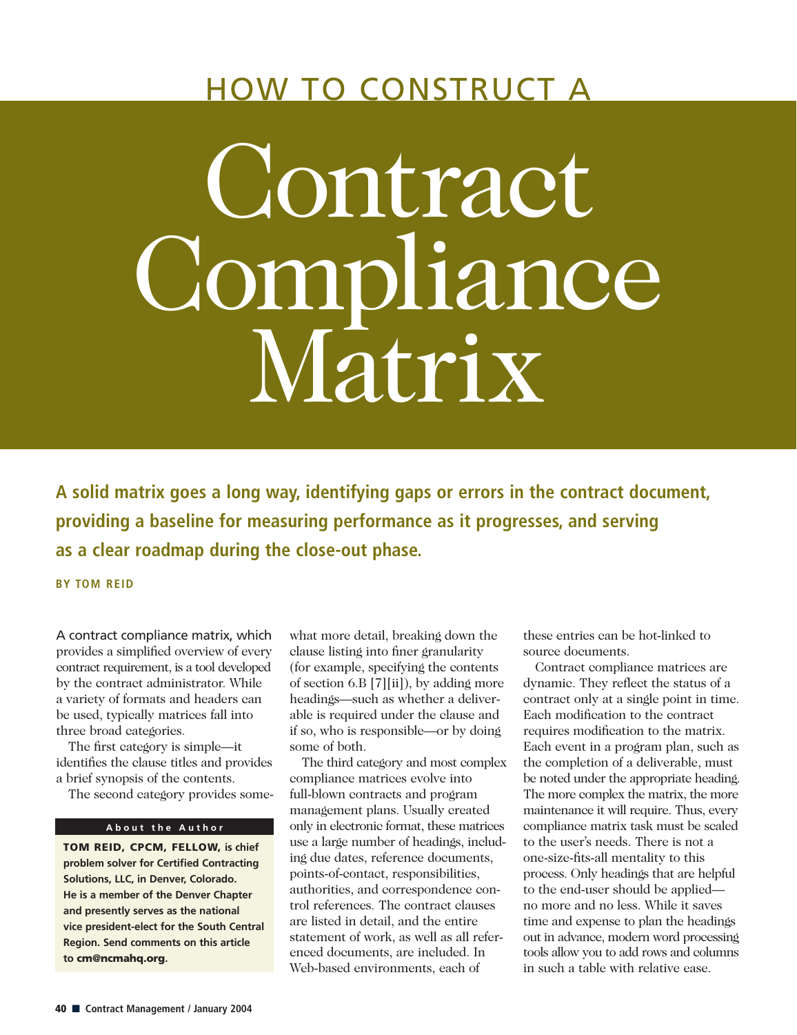# HOW TO CONSTRUCT A Contract Compliance Matrix

**A solid matrix goes a long way, identifying gaps or errors in the contract document, providing a baseline for measuring performance as it progresses, and serving as a clear roadmap during the close-out phase.**

**BY TOM REID**

A contract compliance matrix, which provides a simplified overview of every contract requirement, is a tool developed by the contract administrator. While a variety of formats and headers can be used, typically matrices fall into three broad categories.

The first category is simple—it identifies the clause titles and provides a brief synopsis of the contents.

The second category provides somewhat more detail, breaking down the clause listing into finer granularity (for example, specifying the contents of section 6.B [7][ii]), by adding more headings—such as whether a deliverable is required under the clause and if so, who is responsible—or by doing some of both.

The third category and most complex compliance matrices evolve into full-blown contracts and program management plans. Usually created only in electronic format, these matrices use a large number of headings, including due dates, reference documents, points-of-contact, responsibilities, authorities, and correspondence control references. The contract clauses are listed in detail, and the entire statement of work, as well as all referenced documents, are included. In Web-based environments, each of these entries can be hot-linked to source documents.

Contract compliance matrices are dynamic. They reflect the status of a contract only at a single point in time. Each modification to the contract requires modification to the matrix. Each event in a program plan, such as the completion of a deliverable, must be noted under the appropriate heading. The more complex the matrix, the more maintenance it will require. Thus, every compliance matrix task must be scaled to the user's needs. There is not a one-size-fits-all mentality to this process. Only headings that are helpful to the end-user should be applied—no more and no less. While it saves time and expense to plan the headings out in advance, modern word processing tools allow you to add rows and columns in such a table with relative ease.

**About the Author**

**TOM REID, CPCM, FELLOW, is chief problem solver for Certified Contracting Solutions, LLC, in Denver, Colorado. He is a member of the Denver Chapter and presently serves as the national vice president-elect for the South Central Region. Send comments on this article to cm@ncmahq.org.**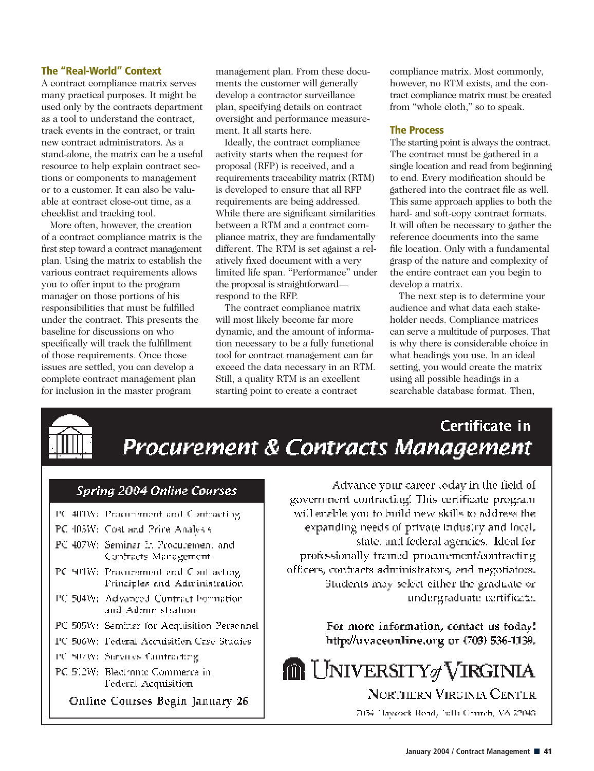### The "Real-World" Context

A contract compliance matrix serves many practical purposes. It might be used only by the contracts department as a tool to understand the contract, track events in the contract, or train new contract administrators. As a stand-alone, the matrix can be a useful resource to help explain contract sections or components to management or to a customer. It can also be valuable at contract close-out time, as a checklist and tracking tool.

More often, however, the creation of a contract compliance matrix is the first step toward a contract management plan. Using the matrix to establish the various contract requirements allows you to offer input to the program manager on those portions of his responsibilities that must be fulfilled under the contract. This presents the baseline for discussions on who specifically will track the fulfillment of those requirements. Once those issues are settled, you can develop a complete contract management plan for inclusion in the master program management plan. From these documents the customer will generally develop a contractor surveillance plan, specifying details on contract oversight and performance measurement. It all starts here.

Ideally, the contract compliance activity starts when the request for proposal (RFP) is received, and a requirements traceability matrix (RTM) is developed to ensure that all RFP requirements are being addressed. While there are significant similarities between a RTM and a contract compliance matrix, they are fundamentally different. The RTM is set against a relatively fixed document with a very limited life span. "Performance" under the proposal is straightforward—respond to the RFP.

The contract compliance matrix will most likely become far more dynamic, and the amount of information necessary to be a fully functional tool for contract management can far exceed the data necessary in an RTM. Still, a quality RTM is an excellent starting point to create a contract compliance matrix. Most commonly, however, no RTM exists, and the contract compliance matrix must be created from "whole cloth," so to speak.

### The Process

The starting point is always the contract. The contract must be gathered in a single location and read from beginning to end. Every modification should be gathered into the contract file as well. This same approach applies to both the hard- and soft-copy contract formats. It will often be necessary to gather the reference documents into the same file location. Only with a fundamental grasp of the nature and complexity of the entire contract can you begin to develop a matrix.

The next step is to determine your audience and what data each stakeholder needs. Compliance matrices can serve a multitude of purposes. That is why there is considerable choice in what headings you use. In an ideal setting, you would create the matrix using all possible headings in a searchable database format. Then,

---

## Certificate in Procurement & Contracts Management

### Spring 2004 Online Courses

- PC 401W: Procurement and Contracting
- PC 405W: Cost and Price Analysis
- PC 407W: Seminar in Procurement and Contracts Management
- PC 501W: Procurement and Contracting Principles and Administration
- PC 504W: Advanced Contract Formation and Administration
- PC 505W: Seminar for Acquisition Personnel
- PC 506W: Federal Acquisition Case Studies
- PC 507W: Services Contracting
- PC 512W: Electronic Commerce in Federal Acquisition

Online Courses Begin January 26

Advance your career today in the field of government contracting! This certificate program will enable you to build new skills to address the expanding needs of private industry and local, state, and federal agencies. Ideal for professionally trained procurement/contracting officers, contracts administrators, and negotiators. Students may select either the graduate or undergraduate certificate.

**For more information, contact us today! http://uvaceonline.org or (703) 536-1139.**

UNIVERSITY of VIRGINIA
NORTHERN VIRGINIA CENTER
7054 Haycock Road, Falls Church, VA 22043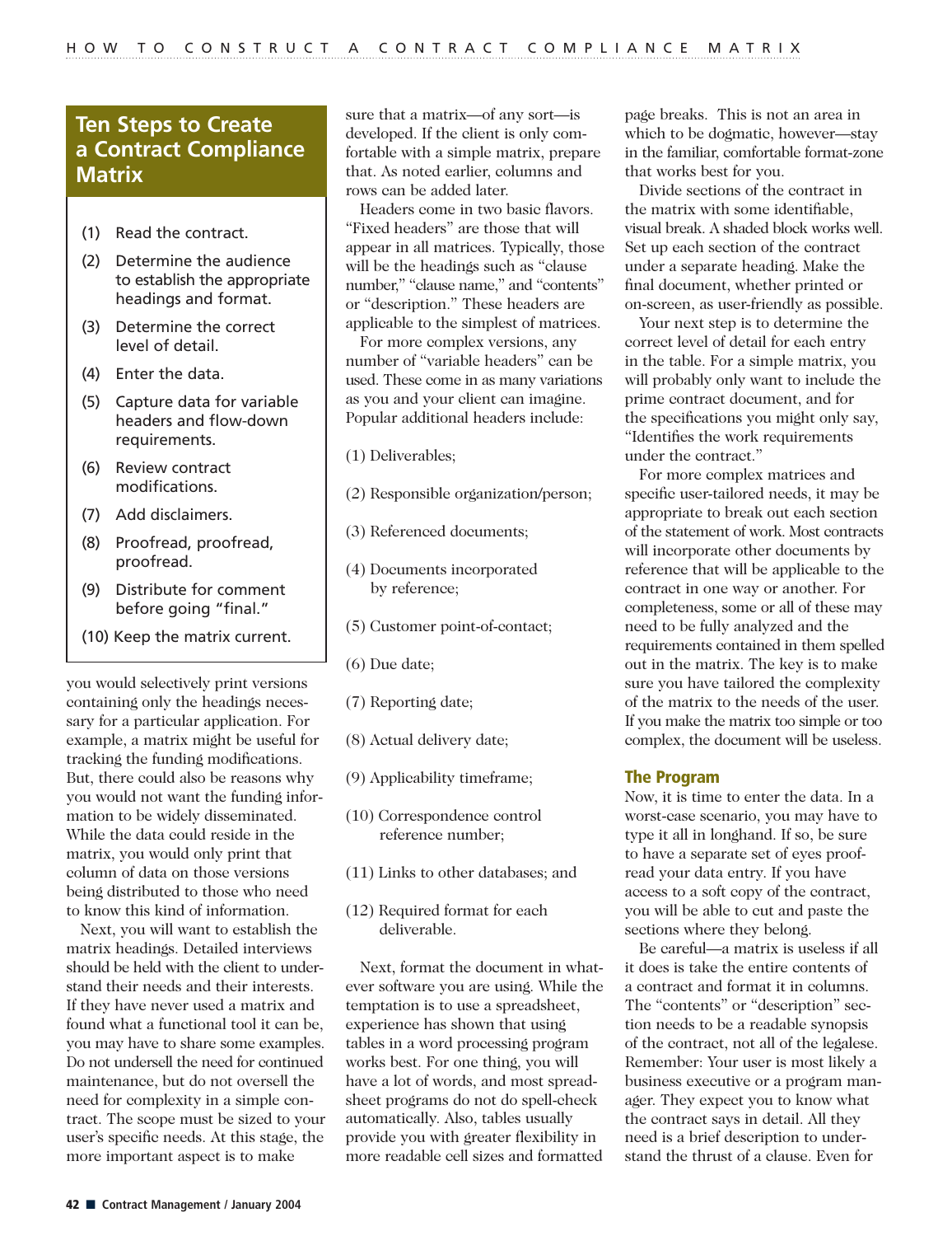## Ten Steps to Create a Contract Compliance Matrix

(1) Read the contract.

(2) Determine the audience to establish the appropriate headings and format.

(3) Determine the correct level of detail.

(4) Enter the data.

(5) Capture data for variable headers and flow-down requirements.

(6) Review contract modifications.

(7) Add disclaimers.

(8) Proofread, proofread, proofread.

(9) Distribute for comment before going "final."

(10) Keep the matrix current.

you would selectively print versions containing only the headings necessary for a particular application. For example, a matrix might be useful for tracking the funding modifications. But, there could also be reasons why you would not want the funding information to be widely disseminated. While the data could reside in the matrix, you would only print that column of data on those versions being distributed to those who need to know this kind of information.

Next, you will want to establish the matrix headings. Detailed interviews should be held with the client to understand their needs and their interests. If they have never used a matrix and found what a functional tool it can be, you may have to share some examples. Do not undersell the need for continued maintenance, but do not oversell the need for complexity in a simple contract. The scope must be sized to your user's specific needs. At this stage, the more important aspect is to make sure that a matrix—of any sort—is developed. If the client is only comfortable with a simple matrix, prepare that. As noted earlier, columns and rows can be added later.

Headers come in two basic flavors. "Fixed headers" are those that will appear in all matrices. Typically, those will be the headings such as "clause number," "clause name," and "contents" or "description." These headers are applicable to the simplest of matrices.

For more complex versions, any number of "variable headers" can be used. These come in as many variations as you and your client can imagine. Popular additional headers include:

(1) Deliverables;

(2) Responsible organization/person;

(3) Referenced documents;

(4) Documents incorporated by reference;

(5) Customer point-of-contact;

(6) Due date;

(7) Reporting date;

(8) Actual delivery date;

(9) Applicability timeframe;

(10) Correspondence control reference number;

(11) Links to other databases; and

(12) Required format for each deliverable.

Next, format the document in whatever software you are using. While the temptation is to use a spreadsheet, experience has shown that using tables in a word processing program works best. For one thing, you will have a lot of words, and most spreadsheet programs do not do spell-check automatically. Also, tables usually provide you with greater flexibility in more readable cell sizes and formatted page breaks. This is not an area in which to be dogmatic, however—stay in the familiar, comfortable format-zone that works best for you.

Divide sections of the contract in the matrix with some identifiable, visual break. A shaded block works well. Set up each section of the contract under a separate heading. Make the final document, whether printed or on-screen, as user-friendly as possible.

Your next step is to determine the correct level of detail for each entry in the table. For a simple matrix, you will probably only want to include the prime contract document, and for the specifications you might only say, "Identifies the work requirements under the contract."

For more complex matrices and specific user-tailored needs, it may be appropriate to break out each section of the statement of work. Most contracts will incorporate other documents by reference that will be applicable to the contract in one way or another. For completeness, some or all of these may need to be fully analyzed and the requirements contained in them spelled out in the matrix. The key is to make sure you have tailored the complexity of the matrix to the needs of the user. If you make the matrix too simple or too complex, the document will be useless.

### The Program

Now, it is time to enter the data. In a worst-case scenario, you may have to type it all in longhand. If so, be sure to have a separate set of eyes proofread your data entry. If you have access to a soft copy of the contract, you will be able to cut and paste the sections where they belong.

Be careful—a matrix is useless if all it does is take the entire contents of a contract and format it in columns. The "contents" or "description" section needs to be a readable synopsis of the contract, not all of the legalese. Remember: Your user is most likely a business executive or a program manager. They expect you to know what the contract says in detail. All they need is a brief description to understand the thrust of a clause. Even for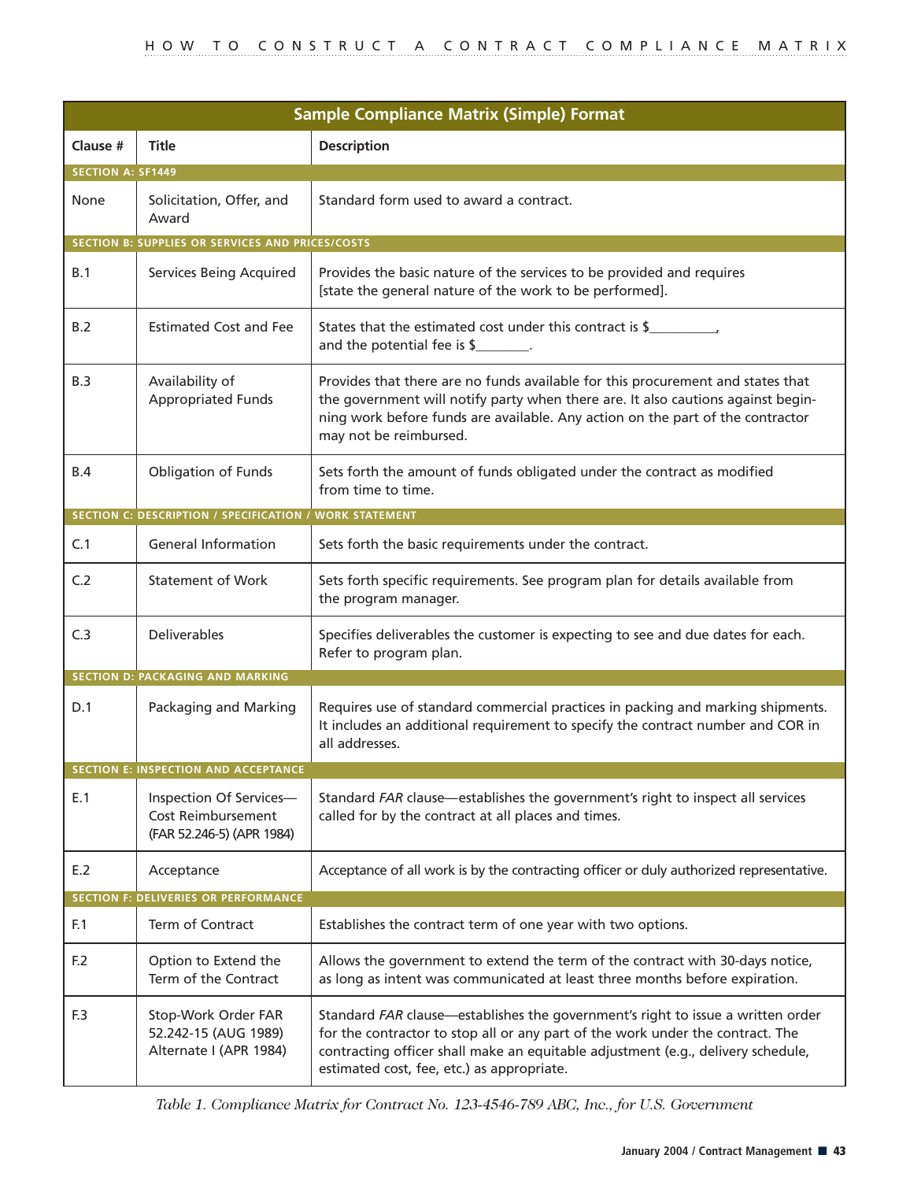| Sample Compliance Matrix (Simple) Format | | |
|---|---|---|
| **Clause #** | **Title** | **Description** |
| **SECTION A: SF1449** | | |
| None | Solicitation, Offer, and Award | Standard form used to award a contract. |
| **SECTION B: SUPPLIES OR SERVICES AND PRICES/COSTS** | | |
| B.1 | Services Being Acquired | Provides the basic nature of the services to be provided and requires [state the general nature of the work to be performed]. |
| B.2 | Estimated Cost and Fee | States that the estimated cost under this contract is $__________, and the potential fee is $________. |
| B.3 | Availability of Appropriated Funds | Provides that there are no funds available for this procurement and states that the government will notify party when there are. It also cautions against beginning work before funds are available. Any action on the part of the contractor may not be reimbursed. |
| B.4 | Obligation of Funds | Sets forth the amount of funds obligated under the contract as modified from time to time. |
| **SECTION C: DESCRIPTION / SPECIFICATION / WORK STATEMENT** | | |
| C.1 | General Information | Sets forth the basic requirements under the contract. |
| C.2 | Statement of Work | Sets forth specific requirements. See program plan for details available from the program manager. |
| C.3 | Deliverables | Specifies deliverables the customer is expecting to see and due dates for each. Refer to program plan. |
| **SECTION D: PACKAGING AND MARKING** | | |
| D.1 | Packaging and Marking | Requires use of standard commercial practices in packing and marking shipments. It includes an additional requirement to specify the contract number and COR in all addresses. |
| **SECTION E: INSPECTION AND ACCEPTANCE** | | |
| E.1 | Inspection Of Services—Cost Reimbursement (FAR 52.246-5) (APR 1984) | Standard *FAR* clause—establishes the government's right to inspect all services called for by the contract at all places and times. |
| E.2 | Acceptance | Acceptance of all work is by the contracting officer or duly authorized representative. |
| **SECTION F: DELIVERIES OR PERFORMANCE** | | |
| F.1 | Term of Contract | Establishes the contract term of one year with two options. |
| F.2 | Option to Extend the Term of the Contract | Allows the government to extend the term of the contract with 30-days notice, as long as intent was communicated at least three months before expiration. |
| F.3 | Stop-Work Order FAR 52.242-15 (AUG 1989) Alternate I (APR 1984) | Standard *FAR* clause—establishes the government's right to issue a written order for the contractor to stop all or any part of the work under the contract. The contracting officer shall make an equitable adjustment (e.g., delivery schedule, estimated cost, fee, etc.) as appropriate. |

*Table 1. Compliance Matrix for Contract No. 123-4546-789 ABC, Inc., for U.S. Government*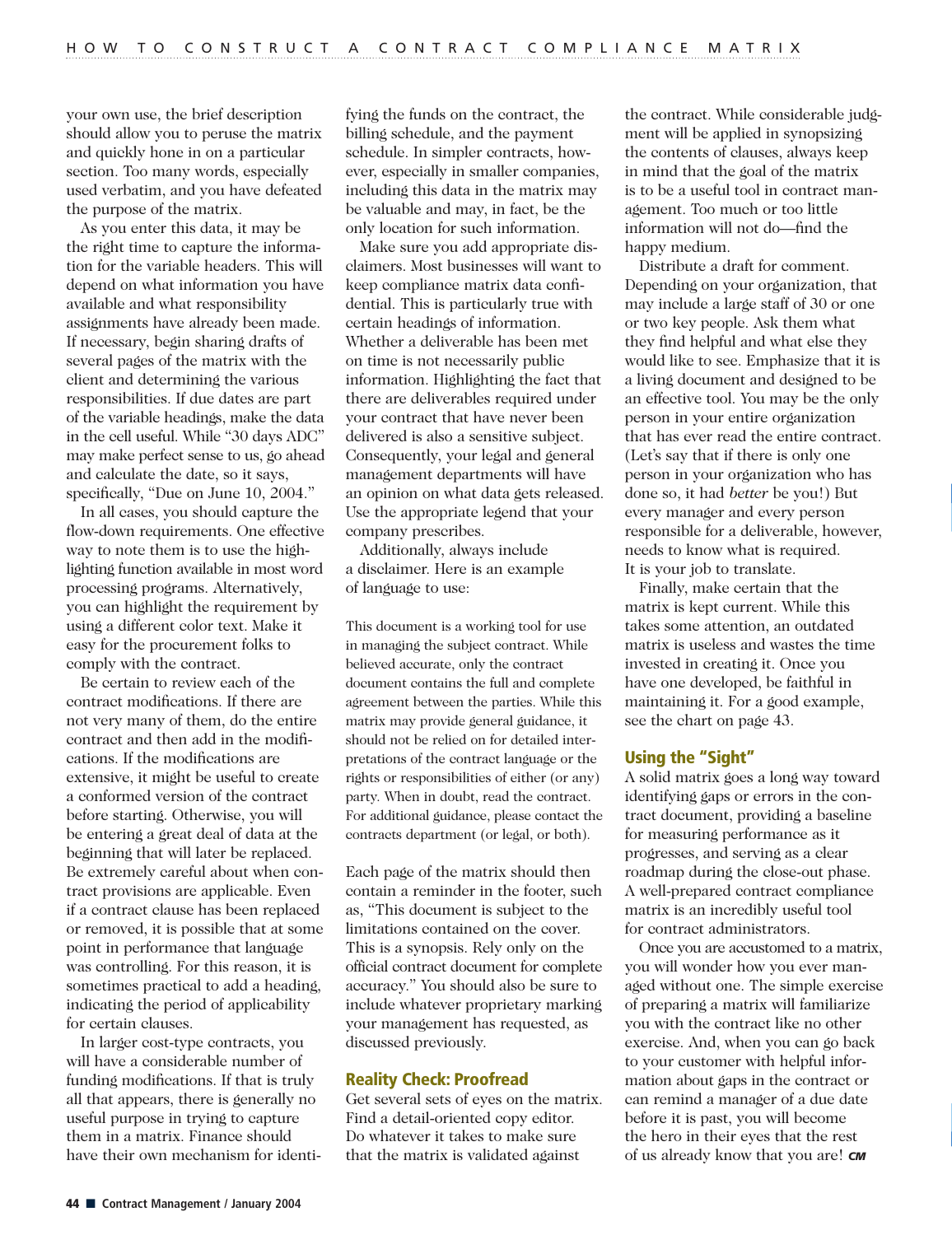your own use, the brief description should allow you to peruse the matrix and quickly hone in on a particular section. Too many words, especially used verbatim, and you have defeated the purpose of the matrix.

As you enter this data, it may be the right time to capture the information for the variable headers. This will depend on what information you have available and what responsibility assignments have already been made. If necessary, begin sharing drafts of several pages of the matrix with the client and determining the various responsibilities. If due dates are part of the variable headings, make the data in the cell useful. While "30 days ADC" may make perfect sense to us, go ahead and calculate the date, so it says, specifically, "Due on June 10, 2004."

In all cases, you should capture the flow-down requirements. One effective way to note them is to use the highlighting function available in most word processing programs. Alternatively, you can highlight the requirement by using a different color text. Make it easy for the procurement folks to comply with the contract.

Be certain to review each of the contract modifications. If there are not very many of them, do the entire contract and then add in the modifications. If the modifications are extensive, it might be useful to create a conformed version of the contract before starting. Otherwise, you will be entering a great deal of data at the beginning that will later be replaced. Be extremely careful about when contract provisions are applicable. Even if a contract clause has been replaced or removed, it is possible that at some point in performance that language was controlling. For this reason, it is sometimes practical to add a heading, indicating the period of applicability for certain clauses.

In larger cost-type contracts, you will have a considerable number of funding modifications. If that is truly all that appears, there is generally no useful purpose in trying to capture them in a matrix. Finance should have their own mechanism for identifying the funds on the contract, the billing schedule, and the payment schedule. In simpler contracts, however, especially in smaller companies, including this data in the matrix may be valuable and may, in fact, be the only location for such information.

Make sure you add appropriate disclaimers. Most businesses will want to keep compliance matrix data confidential. This is particularly true with certain headings of information. Whether a deliverable has been met on time is not necessarily public information. Highlighting the fact that there are deliverables required under your contract that have never been delivered is also a sensitive subject. Consequently, your legal and general management departments will have an opinion on what data gets released. Use the appropriate legend that your company prescribes.

Additionally, always include a disclaimer. Here is an example of language to use:

> This document is a working tool for use in managing the subject contract. While believed accurate, only the contract document contains the full and complete agreement between the parties. While this matrix may provide general guidance, it should not be relied on for detailed interpretations of the contract language or the rights or responsibilities of either (or any) party. When in doubt, read the contract. For additional guidance, please contact the contracts department (or legal, or both).

Each page of the matrix should then contain a reminder in the footer, such as, "This document is subject to the limitations contained on the cover. This is a synopsis. Rely only on the official contract document for complete accuracy." You should also be sure to include whatever proprietary marking your management has requested, as discussed previously.

## Reality Check: Proofread

Get several sets of eyes on the matrix. Find a detail-oriented copy editor. Do whatever it takes to make sure that the matrix is validated against the contract. While considerable judgment will be applied in synopsizing the contents of clauses, always keep in mind that the goal of the matrix is to be a useful tool in contract management. Too much or too little information will not do—find the happy medium.

Distribute a draft for comment. Depending on your organization, that may include a large staff of 30 or one or two key people. Ask them what they find helpful and what else they would like to see. Emphasize that it is a living document and designed to be an effective tool. You may be the only person in your entire organization that has ever read the entire contract. (Let's say that if there is only one person in your organization who has done so, it had *better* be you!) But every manager and every person responsible for a deliverable, however, needs to know what is required. It is your job to translate.

Finally, make certain that the matrix is kept current. While this takes some attention, an outdated matrix is useless and wastes the time invested in creating it. Once you have one developed, be faithful in maintaining it. For a good example, see the chart on page 43.

## Using the "Sight"

A solid matrix goes a long way toward identifying gaps or errors in the contract document, providing a baseline for measuring performance as it progresses, and serving as a clear roadmap during the close-out phase. A well-prepared contract compliance matrix is an incredibly useful tool for contract administrators.

Once you are accustomed to a matrix, you will wonder how you ever managed without one. The simple exercise of preparing a matrix will familiarize you with the contract like no other exercise. And, when you can go back to your customer with helpful information about gaps in the contract or can remind a manager of a due date before it is past, you will become the hero in their eyes that the rest of us already know that you are! **CM**